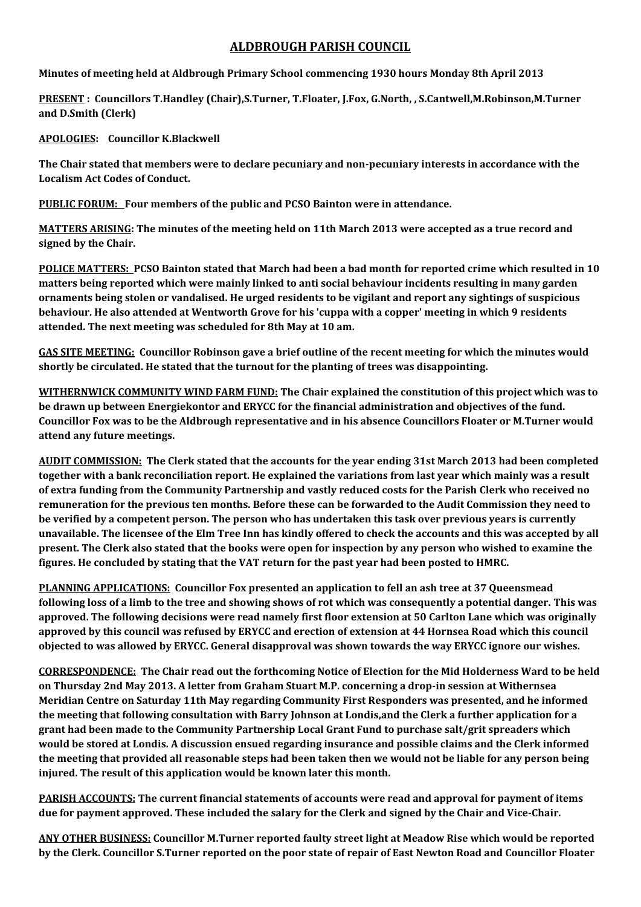# ALDBROUGH PARISH COUNCIL

**Minutes of meeting held at Aldbrough Primary School commencing 1930 hours Monday 8th April 2013**

**PRESENT : Councillors T.Handley (Chair),S.Turner, T.Floater, J.Fox, G.North, , S.Cantwell,M.Robinson,M.Turner and D.Smith (Clerk)**

**APOLOGIES: Councillor K.Blackwell**

**The Chair stated that members were to declare pecuniary and non-pecuniary interests in accordance with the Localism Act Codes of Conduct.**

**PUBLIC FORUM: Four members of the public and PCSO Bainton were in attendance.**

**MATTERS ARISING: The minutes of the meeting held on 11th March 2013 were accepted as a true record and signed by the Chair.**

**POLICE MATTERS: PCSO Bainton stated that March had been a bad month for reported crime which resulted in 10 matters being reported which were mainly linked to anti social behaviour incidents resulting in many garden ornaments being stolen or vandalised. He urged residents to be vigilant and report any sightings of suspicious behaviour. He also attended at Wentworth Grove for his 'cuppa with a copper' meeting in which 9 residents attended. The next meeting was scheduled for 8th May at 10 am.**

**GAS SITE MEETING: Councillor Robinson gave a brief outline of the recent meeting for which the minutes would shortly be circulated. He stated that the turnout for the planting of trees was disappointing.**

**WITHERNWICK COMMUNITY WIND FARM FUND: The Chair explained the constitution of this project which was to be drawn up between Energiekontor and ERYCC for the financial administration and objectives of the fund. Councillor Fox was to be the Aldbrough representative and in his absence Councillors Floater or M.Turner would attend any future meetings.**

**AUDIT COMMISSION: The Clerk stated that the accounts for the year ending 31st March 2013 had been completed together with a bank reconciliation report. He explained the variations from last year which mainly was a result of extra funding from the Community Partnership and vastly reduced costs for the Parish Clerk who received no remuneration for the previous ten months. Before these can be forwarded to the Audit Commission they need to be verified by a competent person. The person who has undertaken this task over previous years is currently unavailable. The licensee of the Elm Tree Inn has kindly offered to check the accounts and this was accepted by all present. The Clerk also stated that the books were open for inspection by any person who wished to examine the figures. He concluded by stating that the VAT return for the past year had been posted to HMRC.**

**PLANNING APPLICATIONS: Councillor Fox presented an application to fell an ash tree at 37 Queensmead following loss of a limb to the tree and showing shows of rot which was consequently a potential danger. This was approved. The following decisions were read namely first floor extension at 50 Carlton Lane which was originally approved by this council was refused by ERYCC and erection of extension at 44 Hornsea Road which this council objected to was allowed by ERYCC. General disapproval was shown towards the way ERYCC ignore our wishes.**

**CORRESPONDENCE: The Chair read out the forthcoming Notice of Election for the Mid Holderness Ward to be held on Thursday 2nd May 2013. A letter from Graham Stuart M.P. concerning a drop-in session at Withernsea Meridian Centre on Saturday 11th May regarding Community First Responders was presented, and he informed the meeting that following consultation with Barry Johnson at Londis,and the Clerk a further application for a grant had been made to the Community Partnership Local Grant Fund to purchase salt/grit spreaders which would be stored at Londis. A discussion ensued regarding insurance and possible claims and the Clerk informed the meeting that provided all reasonable steps had been taken then we would not be liable for any person being injured. The result of this application would be known later this month.**

**PARISH ACCOUNTS: The current financial statements of accounts were read and approval for payment of items due for payment approved. These included the salary for the Clerk and signed by the Chair and Vice-Chair.**

**ANY OTHER BUSINESS: Councillor M.Turner reported faulty street light at Meadow Rise which would be reported by the Clerk. Councillor S.Turner reported on the poor state of repair of East Newton Road and Councillor Floater**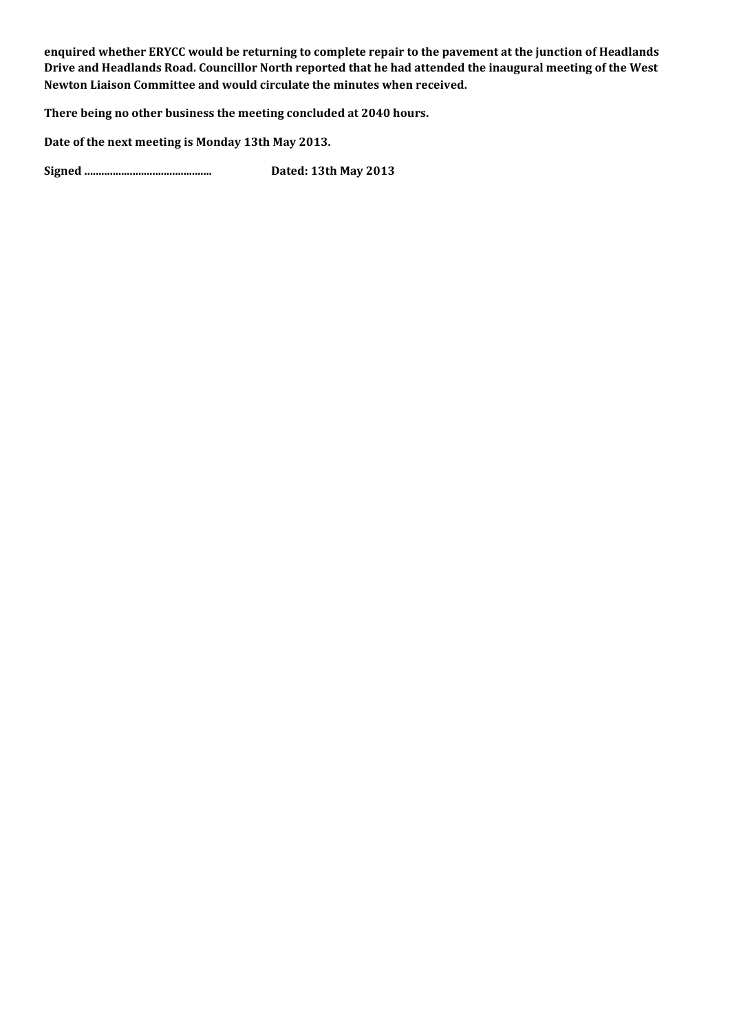**enquired whether ERYCC would be returning to complete repair to the pavement at the junction of Headlands Drive and Headlands Road. Councillor North reported that he had attended the inaugural meeting of the West Newton Liaison Committee and would circulate the minutes when received.**

**There being no other business the meeting concluded at 2040 hours.**

**Date of the next meeting is Monday 13th May 2013.**

**Signed ……………………………………… Dated: 13th May 2013**